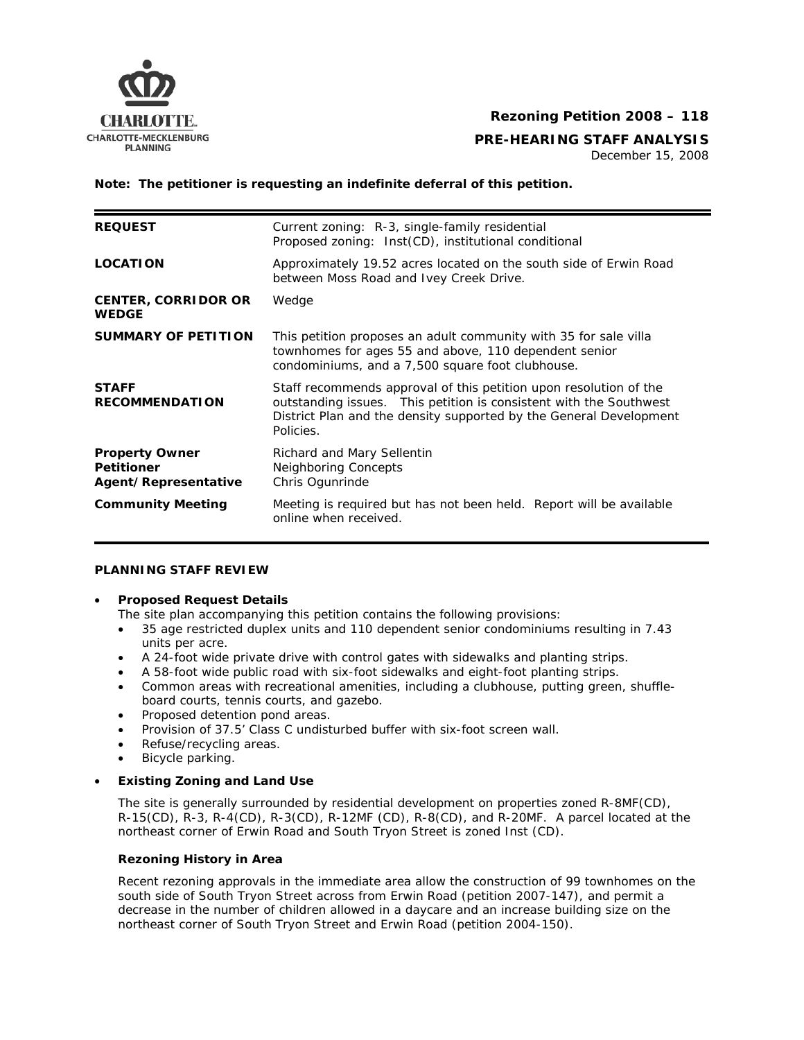CHARLOTTE.
CHARLOTTE-MECKLENBURG PLANNING

**Rezoning Petition 2008 – 118**

**PRE-HEARING STAFF ANALYSIS**

December 15, 2008

**Note: The petitioner is requesting an indefinite deferral of this petition.**

| | |
|---|---|
| **REQUEST** | Current zoning: R-3, single-family residential<br>Proposed zoning: Inst(CD), institutional conditional |
| **LOCATION** | Approximately 19.52 acres located on the south side of Erwin Road between Moss Road and Ivey Creek Drive. |
| **CENTER, CORRIDOR OR WEDGE** | Wedge |
| **SUMMARY OF PETITION** | This petition proposes an adult community with 35 for sale villa townhomes for ages 55 and above, 110 dependent senior condominiums, and a 7,500 square foot clubhouse. |
| **STAFF RECOMMENDATION** | Staff recommends approval of this petition upon resolution of the outstanding issues. This petition is consistent with the Southwest District Plan and the density supported by the General Development Policies. |
| **Property Owner**<br>**Petitioner**<br>**Agent/Representative** | Richard and Mary Sellentin<br>Neighboring Concepts<br>Chris Ogunrinde |
| **Community Meeting** | Meeting is required but has not been held. Report will be available online when received. |

## PLANNING STAFF REVIEW

- **Proposed Request Details**

  The site plan accompanying this petition contains the following provisions:
  - 35 age restricted duplex units and 110 dependent senior condominiums resulting in 7.43 units per acre.
  - A 24-foot wide private drive with control gates with sidewalks and planting strips.
  - A 58-foot wide public road with six-foot sidewalks and eight-foot planting strips.
  - Common areas with recreational amenities, including a clubhouse, putting green, shuffle-board courts, tennis courts, and gazebo.
  - Proposed detention pond areas.
  - Provision of 37.5' Class C undisturbed buffer with six-foot screen wall.
  - Refuse/recycling areas.
  - Bicycle parking.

- **Existing Zoning and Land Use**

  The site is generally surrounded by residential development on properties zoned R-8MF(CD), R-15(CD), R-3, R-4(CD), R-3(CD), R-12MF (CD), R-8(CD), and R-20MF. A parcel located at the northeast corner of Erwin Road and South Tryon Street is zoned Inst (CD).

  **Rezoning History in Area**

  Recent rezoning approvals in the immediate area allow the construction of 99 townhomes on the south side of South Tryon Street across from Erwin Road (petition 2007-147), and permit a decrease in the number of children allowed in a daycare and an increase building size on the northeast corner of South Tryon Street and Erwin Road (petition 2004-150).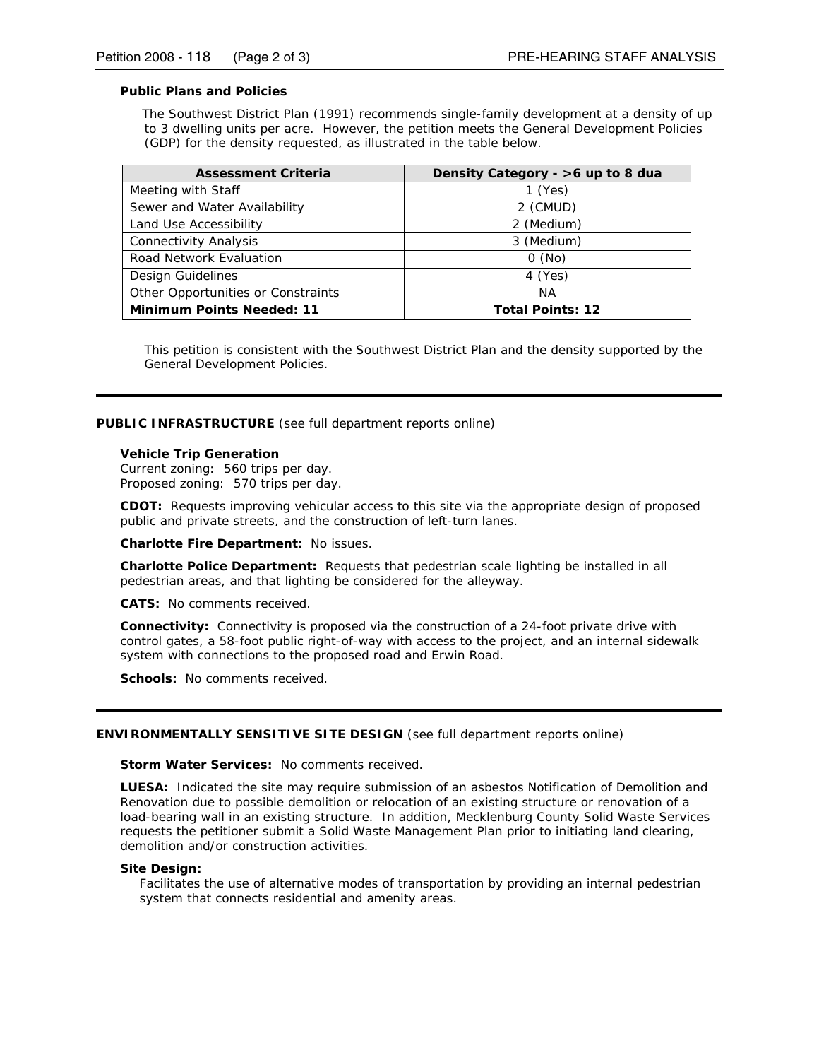**Public Plans and Policies**

The Southwest District Plan (1991) recommends single-family development at a density of up to 3 dwelling units per acre. However, the petition meets the General Development Policies (GDP) for the density requested, as illustrated in the table below.

| Assessment Criteria | Density Category - >6 up to 8 dua |
|---|---|
| Meeting with Staff | 1 (Yes) |
| Sewer and Water Availability | 2 (CMUD) |
| Land Use Accessibility | 2 (Medium) |
| Connectivity Analysis | 3 (Medium) |
| Road Network Evaluation | 0 (No) |
| Design Guidelines | 4 (Yes) |
| Other Opportunities or Constraints | NA |
| **Minimum Points Needed: 11** | **Total Points: 12** |

This petition is consistent with the Southwest District Plan and the density supported by the General Development Policies.

---

**PUBLIC INFRASTRUCTURE** (see full department reports online)

**Vehicle Trip Generation**
Current zoning: 560 trips per day.
Proposed zoning: 570 trips per day.

**CDOT:** Requests improving vehicular access to this site via the appropriate design of proposed public and private streets, and the construction of left-turn lanes.

**Charlotte Fire Department:** No issues.

**Charlotte Police Department:** Requests that pedestrian scale lighting be installed in all pedestrian areas, and that lighting be considered for the alleyway.

**CATS:** No comments received.

**Connectivity:** Connectivity is proposed via the construction of a 24-foot private drive with control gates, a 58-foot public right-of-way with access to the project, and an internal sidewalk system with connections to the proposed road and Erwin Road.

**Schools:** No comments received.

---

**ENVIRONMENTALLY SENSITIVE SITE DESIGN** (see full department reports online)

**Storm Water Services:** No comments received.

**LUESA:** Indicated the site may require submission of an asbestos Notification of Demolition and Renovation due to possible demolition or relocation of an existing structure or renovation of a load-bearing wall in an existing structure. In addition, Mecklenburg County Solid Waste Services requests the petitioner submit a Solid Waste Management Plan prior to initiating land clearing, demolition and/or construction activities.

**Site Design:**

Facilitates the use of alternative modes of transportation by providing an internal pedestrian system that connects residential and amenity areas.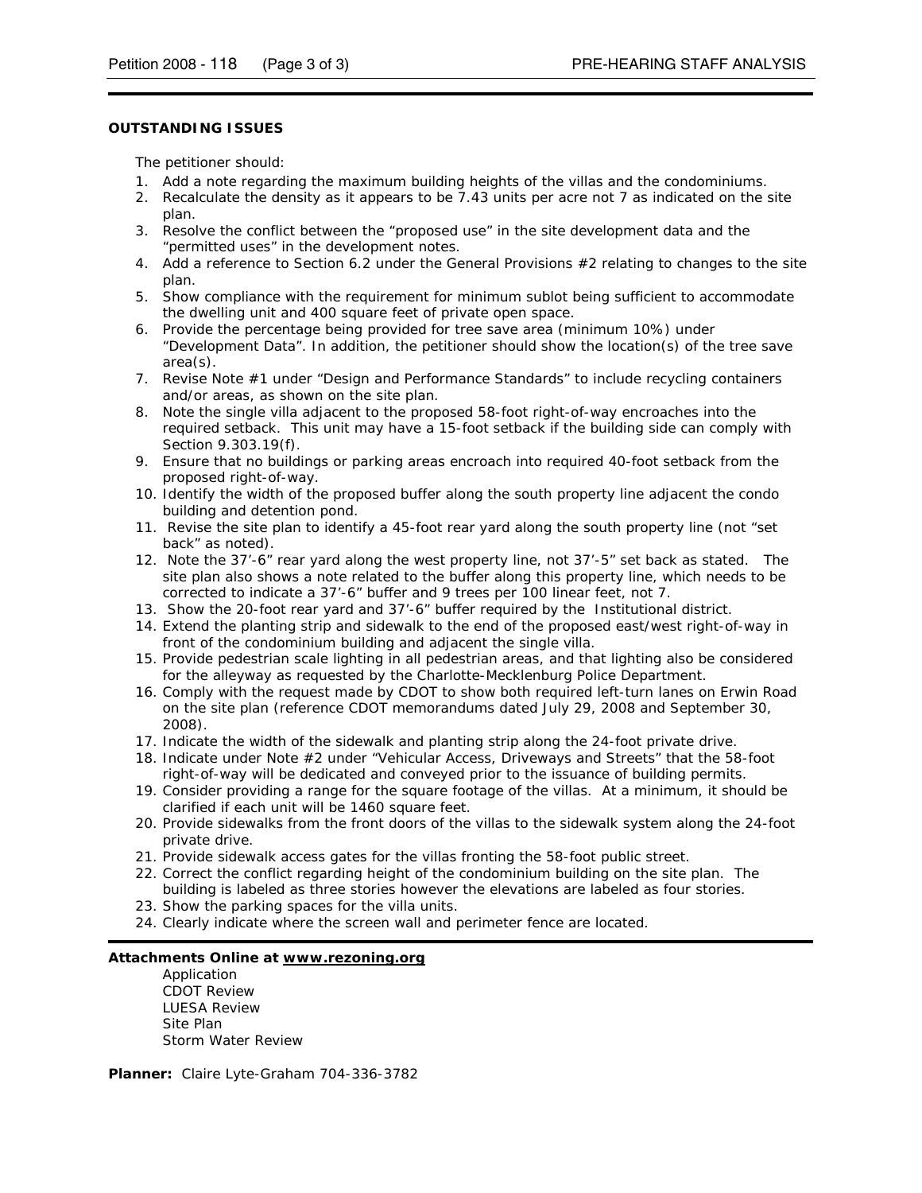**OUTSTANDING ISSUES**

The petitioner should:

1. Add a note regarding the maximum building heights of the villas and the condominiums.
2. Recalculate the density as it appears to be 7.43 units per acre not 7 as indicated on the site plan.
3. Resolve the conflict between the "proposed use" in the site development data and the "permitted uses" in the development notes.
4. Add a reference to Section 6.2 under the General Provisions #2 relating to changes to the site plan.
5. Show compliance with the requirement for minimum sublot being sufficient to accommodate the dwelling unit and 400 square feet of private open space.
6. Provide the percentage being provided for tree save area (minimum 10%) under "Development Data". In addition, the petitioner should show the location(s) of the tree save area(s).
7. Revise Note #1 under "Design and Performance Standards" to include recycling containers and/or areas, as shown on the site plan.
8. Note the single villa adjacent to the proposed 58-foot right-of-way encroaches into the required setback. This unit may have a 15-foot setback if the building side can comply with Section 9.303.19(f).
9. Ensure that no buildings or parking areas encroach into required 40-foot setback from the proposed right-of-way.
10. Identify the width of the proposed buffer along the south property line adjacent the condo building and detention pond.
11. Revise the site plan to identify a 45-foot rear yard along the south property line (not "set back" as noted).
12. Note the 37'-6" rear yard along the west property line, not 37'-5" set back as stated. The site plan also shows a note related to the buffer along this property line, which needs to be corrected to indicate a 37'-6" buffer and 9 trees per 100 linear feet, not 7.
13. Show the 20-foot rear yard and 37'-6" buffer required by the Institutional district.
14. Extend the planting strip and sidewalk to the end of the proposed east/west right-of-way in front of the condominium building and adjacent the single villa.
15. Provide pedestrian scale lighting in all pedestrian areas, and that lighting also be considered for the alleyway as requested by the Charlotte-Mecklenburg Police Department.
16. Comply with the request made by CDOT to show both required left-turn lanes on Erwin Road on the site plan (reference CDOT memorandums dated July 29, 2008 and September 30, 2008).
17. Indicate the width of the sidewalk and planting strip along the 24-foot private drive.
18. Indicate under Note #2 under "Vehicular Access, Driveways and Streets" that the 58-foot right-of-way will be dedicated and conveyed prior to the issuance of building permits.
19. Consider providing a range for the square footage of the villas. At a minimum, it should be clarified if each unit will be 1460 square feet.
20. Provide sidewalks from the front doors of the villas to the sidewalk system along the 24-foot private drive.
21. Provide sidewalk access gates for the villas fronting the 58-foot public street.
22. Correct the conflict regarding height of the condominium building on the site plan. The building is labeled as three stories however the elevations are labeled as four stories.
23. Show the parking spaces for the villa units.
24. Clearly indicate where the screen wall and perimeter fence are located.

**Attachments Online at www.rezoning.org**

Application
CDOT Review
LUESA Review
Site Plan
Storm Water Review

**Planner:** Claire Lyte-Graham 704-336-3782